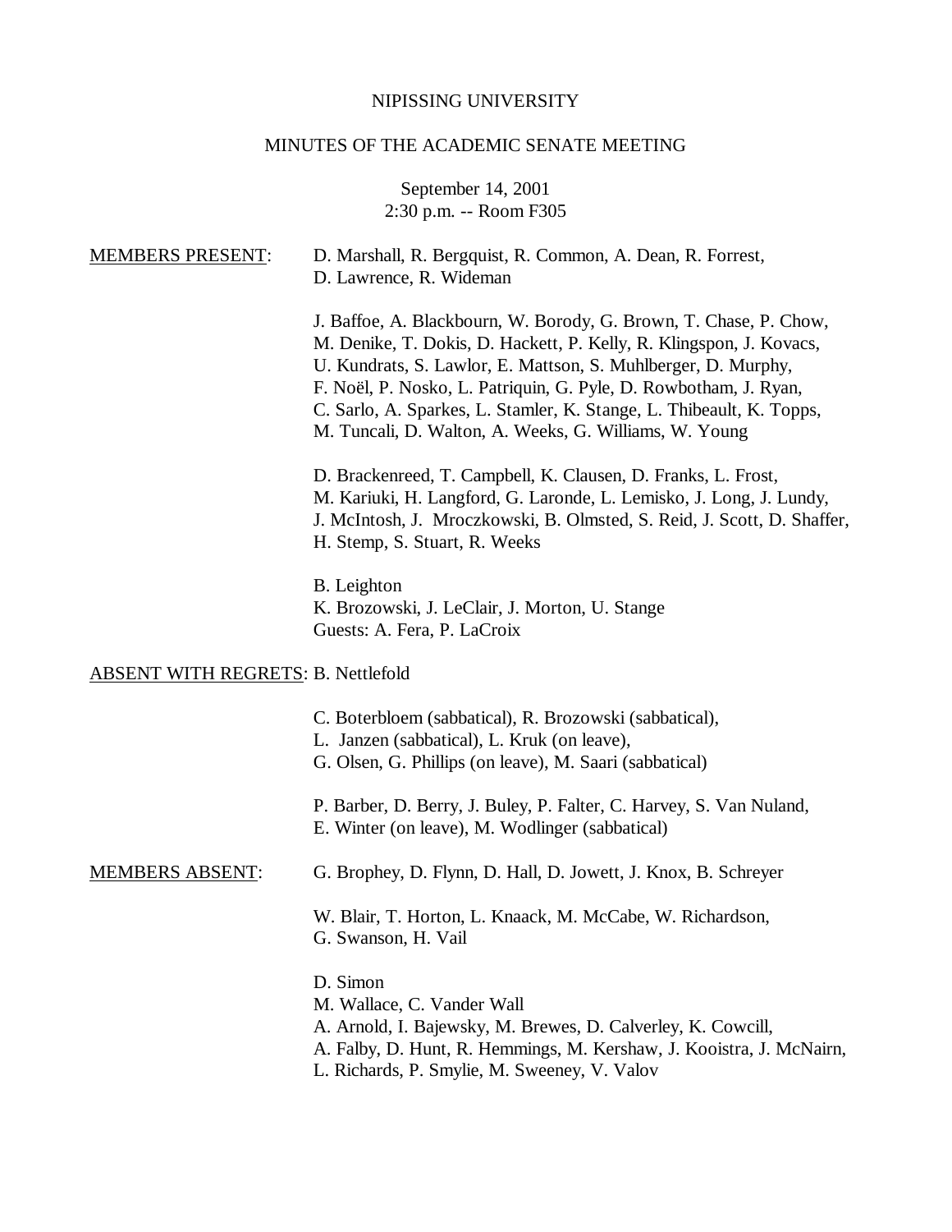NIPISSING UNIVERSITY

MINUTES OF THE ACADEMIC SENATE MEETING

September 14, 2001
2:30 p.m. -- Room F305

MEMBERS PRESENT: D. Marshall, R. Bergquist, R. Common, A. Dean, R. Forrest, D. Lawrence, R. Wideman

J. Baffoe, A. Blackbourn, W. Borody, G. Brown, T. Chase, P. Chow, M. Denike, T. Dokis, D. Hackett, P. Kelly, R. Klingspon, J. Kovacs, U. Kundrats, S. Lawlor, E. Mattson, S. Muhlberger, D. Murphy, F. Noël, P. Nosko, L. Patriquin, G. Pyle, D. Rowbotham, J. Ryan, C. Sarlo, A. Sparkes, L. Stamler, K. Stange, L. Thibeault, K. Topps, M. Tuncali, D. Walton, A. Weeks, G. Williams, W. Young

D. Brackenreed, T. Campbell, K. Clausen, D. Franks, L. Frost, M. Kariuki, H. Langford, G. Laronde, L. Lemisko, J. Long, J. Lundy, J. McIntosh, J. Mroczkowski, B. Olmsted, S. Reid, J. Scott, D. Shaffer, H. Stemp, S. Stuart, R. Weeks

B. Leighton
K. Brozowski, J. LeClair, J. Morton, U. Stange
Guests: A. Fera, P. LaCroix

ABSENT WITH REGRETS: B. Nettlefold

C. Boterbloem (sabbatical), R. Brozowski (sabbatical), L. Janzen (sabbatical), L. Kruk (on leave), G. Olsen, G. Phillips (on leave), M. Saari (sabbatical)

P. Barber, D. Berry, J. Buley, P. Falter, C. Harvey, S. Van Nuland, E. Winter (on leave), M. Wodlinger (sabbatical)

MEMBERS ABSENT: G. Brophey, D. Flynn, D. Hall, D. Jowett, J. Knox, B. Schreyer

W. Blair, T. Horton, L. Knaack, M. McCabe, W. Richardson, G. Swanson, H. Vail

D. Simon
M. Wallace, C. Vander Wall
A. Arnold, I. Bajewsky, M. Brewes, D. Calverley, K. Cowcill, A. Falby, D. Hunt, R. Hemmings, M. Kershaw, J. Kooistra, J. McNairn, L. Richards, P. Smylie, M. Sweeney, V. Valov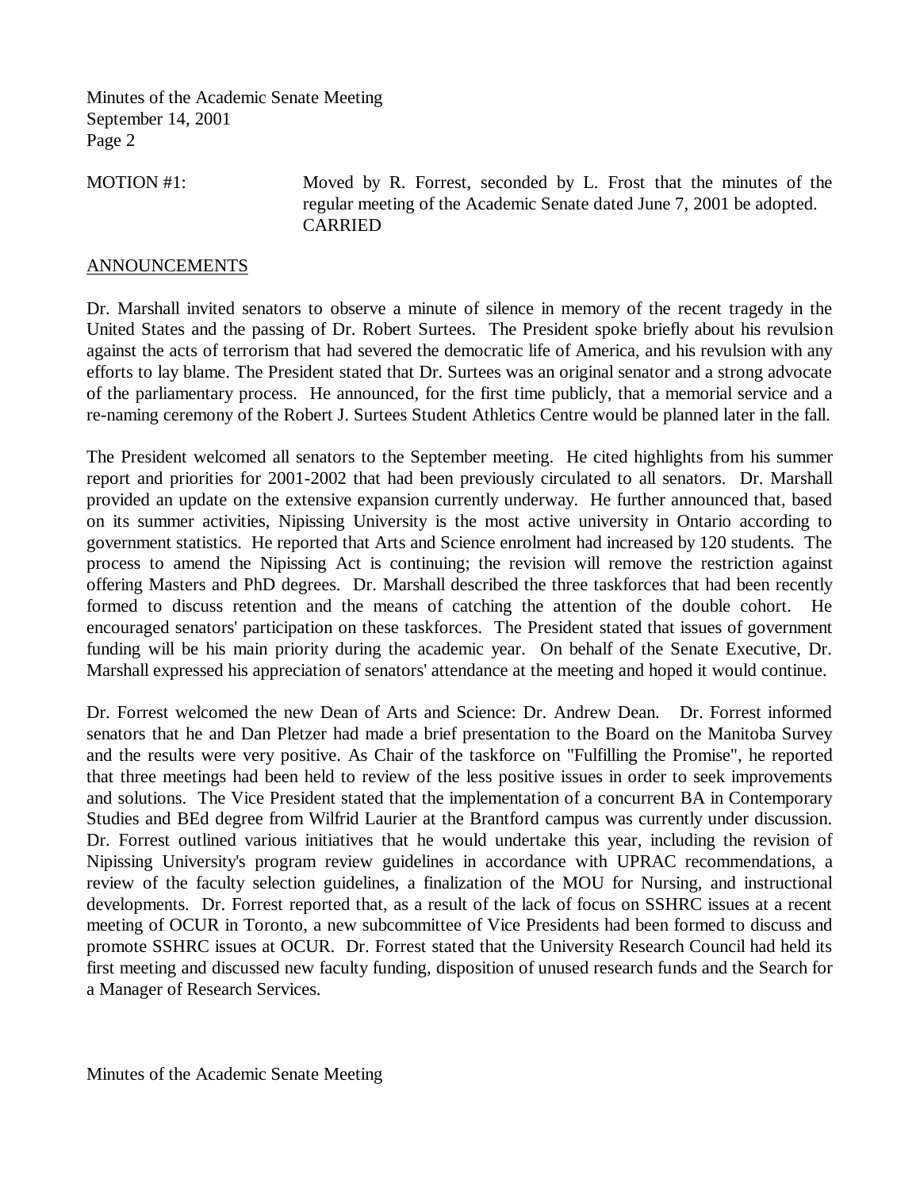MOTION #1: Moved by R. Forrest, seconded by L. Frost that the minutes of the regular meeting of the Academic Senate dated June 7, 2001 be adopted. CARRIED

## ANNOUNCEMENTS

Dr. Marshall invited senators to observe a minute of silence in memory of the recent tragedy in the United States and the passing of Dr. Robert Surtees. The President spoke briefly about his revulsion against the acts of terrorism that had severed the democratic life of America, and his revulsion with any efforts to lay blame. The President stated that Dr. Surtees was an original senator and a strong advocate of the parliamentary process. He announced, for the first time publicly, that a memorial service and a re-naming ceremony of the Robert J. Surtees Student Athletics Centre would be planned later in the fall.

The President welcomed all senators to the September meeting. He cited highlights from his summer report and priorities for 2001-2002 that had been previously circulated to all senators. Dr. Marshall provided an update on the extensive expansion currently underway. He further announced that, based on its summer activities, Nipissing University is the most active university in Ontario according to government statistics. He reported that Arts and Science enrolment had increased by 120 students. The process to amend the Nipissing Act is continuing; the revision will remove the restriction against offering Masters and PhD degrees. Dr. Marshall described the three taskforces that had been recently formed to discuss retention and the means of catching the attention of the double cohort. He encouraged senators' participation on these taskforces. The President stated that issues of government funding will be his main priority during the academic year. On behalf of the Senate Executive, Dr. Marshall expressed his appreciation of senators' attendance at the meeting and hoped it would continue.

Dr. Forrest welcomed the new Dean of Arts and Science: Dr. Andrew Dean. Dr. Forrest informed senators that he and Dan Pletzer had made a brief presentation to the Board on the Manitoba Survey and the results were very positive. As Chair of the taskforce on "Fulfilling the Promise", he reported that three meetings had been held to review of the less positive issues in order to seek improvements and solutions. The Vice President stated that the implementation of a concurrent BA in Contemporary Studies and BEd degree from Wilfrid Laurier at the Brantford campus was currently under discussion. Dr. Forrest outlined various initiatives that he would undertake this year, including the revision of Nipissing University's program review guidelines in accordance with UPRAC recommendations, a review of the faculty selection guidelines, a finalization of the MOU for Nursing, and instructional developments. Dr. Forrest reported that, as a result of the lack of focus on SSHRC issues at a recent meeting of OCUR in Toronto, a new subcommittee of Vice Presidents had been formed to discuss and promote SSHRC issues at OCUR. Dr. Forrest stated that the University Research Council had held its first meeting and discussed new faculty funding, disposition of unused research funds and the Search for a Manager of Research Services.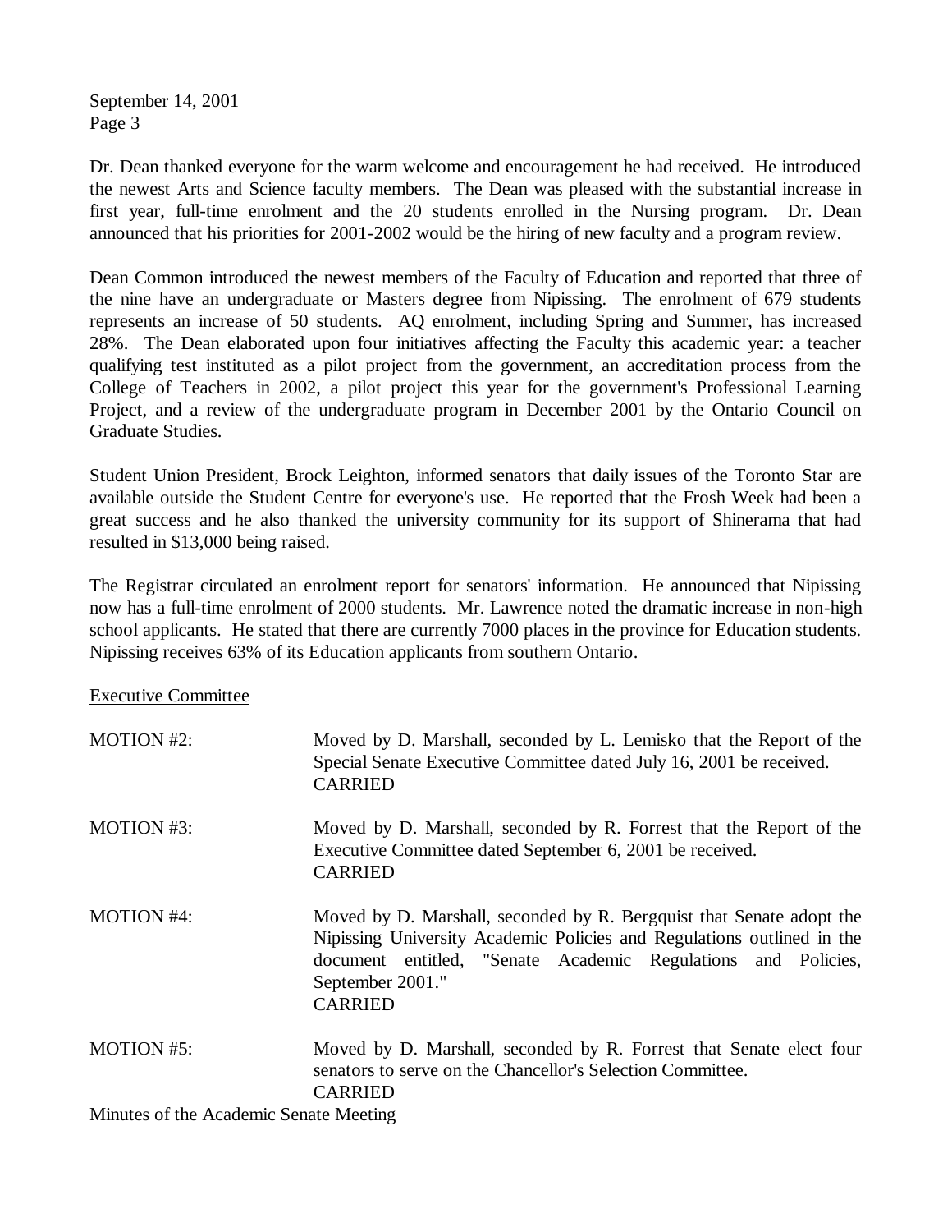Dr. Dean thanked everyone for the warm welcome and encouragement he had received. He introduced the newest Arts and Science faculty members. The Dean was pleased with the substantial increase in first year, full-time enrolment and the 20 students enrolled in the Nursing program. Dr. Dean announced that his priorities for 2001-2002 would be the hiring of new faculty and a program review.

Dean Common introduced the newest members of the Faculty of Education and reported that three of the nine have an undergraduate or Masters degree from Nipissing. The enrolment of 679 students represents an increase of 50 students. AQ enrolment, including Spring and Summer, has increased 28%. The Dean elaborated upon four initiatives affecting the Faculty this academic year: a teacher qualifying test instituted as a pilot project from the government, an accreditation process from the College of Teachers in 2002, a pilot project this year for the government's Professional Learning Project, and a review of the undergraduate program in December 2001 by the Ontario Council on Graduate Studies.

Student Union President, Brock Leighton, informed senators that daily issues of the Toronto Star are available outside the Student Centre for everyone's use. He reported that the Frosh Week had been a great success and he also thanked the university community for its support of Shinerama that had resulted in $13,000 being raised.

The Registrar circulated an enrolment report for senators' information. He announced that Nipissing now has a full-time enrolment of 2000 students. Mr. Lawrence noted the dramatic increase in non-high school applicants. He stated that there are currently 7000 places in the province for Education students. Nipissing receives 63% of its Education applicants from southern Ontario.

<u>Executive Committee</u>

MOTION #2: Moved by D. Marshall, seconded by L. Lemisko that the Report of the Special Senate Executive Committee dated July 16, 2001 be received.
CARRIED

MOTION #3: Moved by D. Marshall, seconded by R. Forrest that the Report of the Executive Committee dated September 6, 2001 be received.
CARRIED

MOTION #4: Moved by D. Marshall, seconded by R. Bergquist that Senate adopt the Nipissing University Academic Policies and Regulations outlined in the document entitled, "Senate Academic Regulations and Policies, September 2001."
CARRIED

MOTION #5: Moved by D. Marshall, seconded by R. Forrest that Senate elect four senators to serve on the Chancellor's Selection Committee.
CARRIED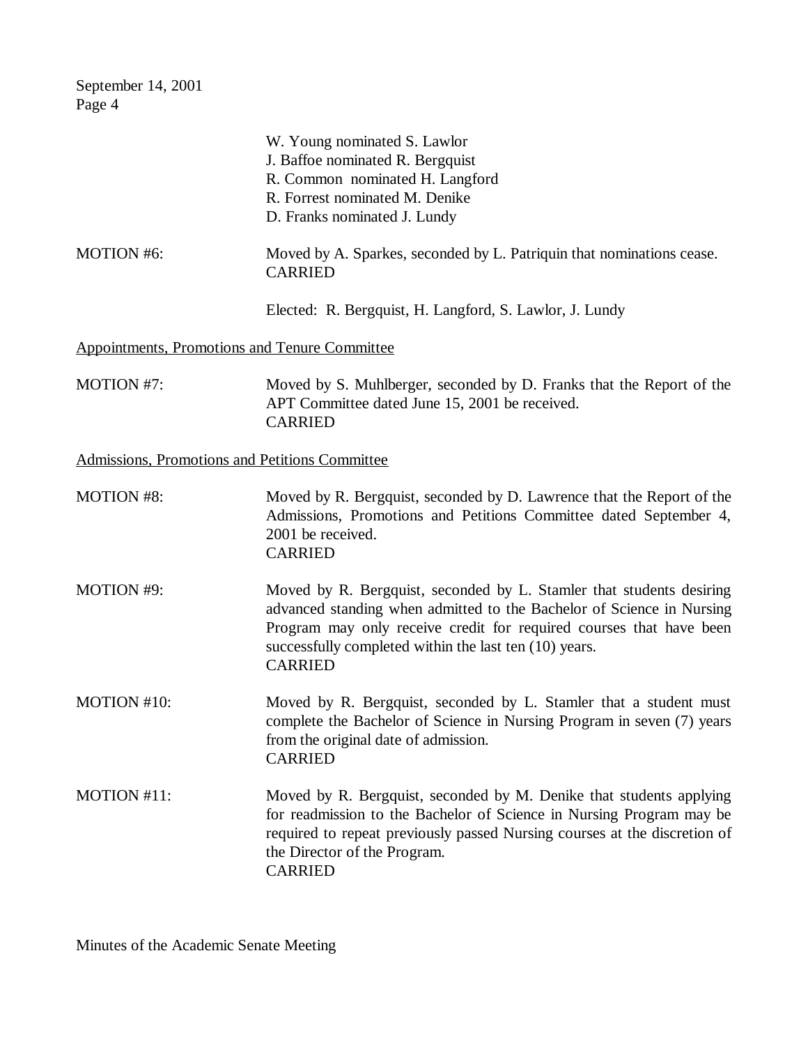W. Young nominated S. Lawlor
J. Baffoe nominated R. Bergquist
R. Common nominated H. Langford
R. Forrest nominated M. Denike
D. Franks nominated J. Lundy

MOTION #6: Moved by A. Sparkes, seconded by L. Patriquin that nominations cease.
CARRIED

Elected: R. Bergquist, H. Langford, S. Lawlor, J. Lundy

Appointments, Promotions and Tenure Committee

MOTION #7: Moved by S. Muhlberger, seconded by D. Franks that the Report of the APT Committee dated June 15, 2001 be received.
CARRIED

Admissions, Promotions and Petitions Committee

MOTION #8: Moved by R. Bergquist, seconded by D. Lawrence that the Report of the Admissions, Promotions and Petitions Committee dated September 4, 2001 be received.
CARRIED

MOTION #9: Moved by R. Bergquist, seconded by L. Stamler that students desiring advanced standing when admitted to the Bachelor of Science in Nursing Program may only receive credit for required courses that have been successfully completed within the last ten (10) years.
CARRIED

MOTION #10: Moved by R. Bergquist, seconded by L. Stamler that a student must complete the Bachelor of Science in Nursing Program in seven (7) years from the original date of admission.
CARRIED

MOTION #11: Moved by R. Bergquist, seconded by M. Denike that students applying for readmission to the Bachelor of Science in Nursing Program may be required to repeat previously passed Nursing courses at the discretion of the Director of the Program.
CARRIED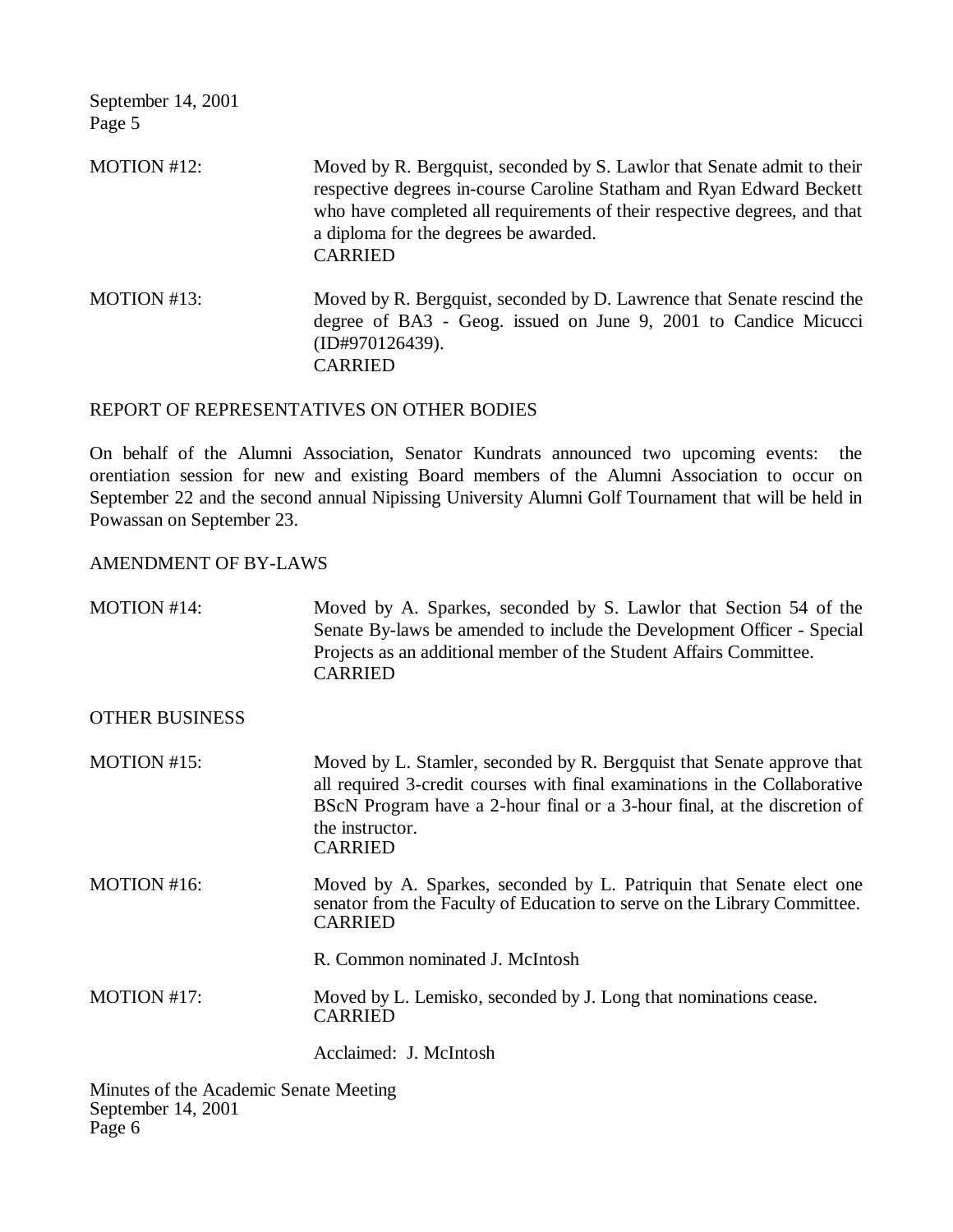MOTION #12: Moved by R. Bergquist, seconded by S. Lawlor that Senate admit to their respective degrees in-course Caroline Statham and Ryan Edward Beckett who have completed all requirements of their respective degrees, and that a diploma for the degrees be awarded.
CARRIED

MOTION #13: Moved by R. Bergquist, seconded by D. Lawrence that Senate rescind the degree of BA3 - Geog. issued on June 9, 2001 to Candice Micucci (ID#970126439).
CARRIED

## REPORT OF REPRESENTATIVES ON OTHER BODIES

On behalf of the Alumni Association, Senator Kundrats announced two upcoming events: the orentiation session for new and existing Board members of the Alumni Association to occur on September 22 and the second annual Nipissing University Alumni Golf Tournament that will be held in Powassan on September 23.

## AMENDMENT OF BY-LAWS

MOTION #14: Moved by A. Sparkes, seconded by S. Lawlor that Section 54 of the Senate By-laws be amended to include the Development Officer - Special Projects as an additional member of the Student Affairs Committee.
CARRIED

## OTHER BUSINESS

MOTION #15: Moved by L. Stamler, seconded by R. Bergquist that Senate approve that all required 3-credit courses with final examinations in the Collaborative BScN Program have a 2-hour final or a 3-hour final, at the discretion of the instructor.
CARRIED

MOTION #16: Moved by A. Sparkes, seconded by L. Patriquin that Senate elect one senator from the Faculty of Education to serve on the Library Committee.
CARRIED

R. Common nominated J. McIntosh

MOTION #17: Moved by L. Lemisko, seconded by J. Long that nominations cease.
CARRIED

Acclaimed: J. McIntosh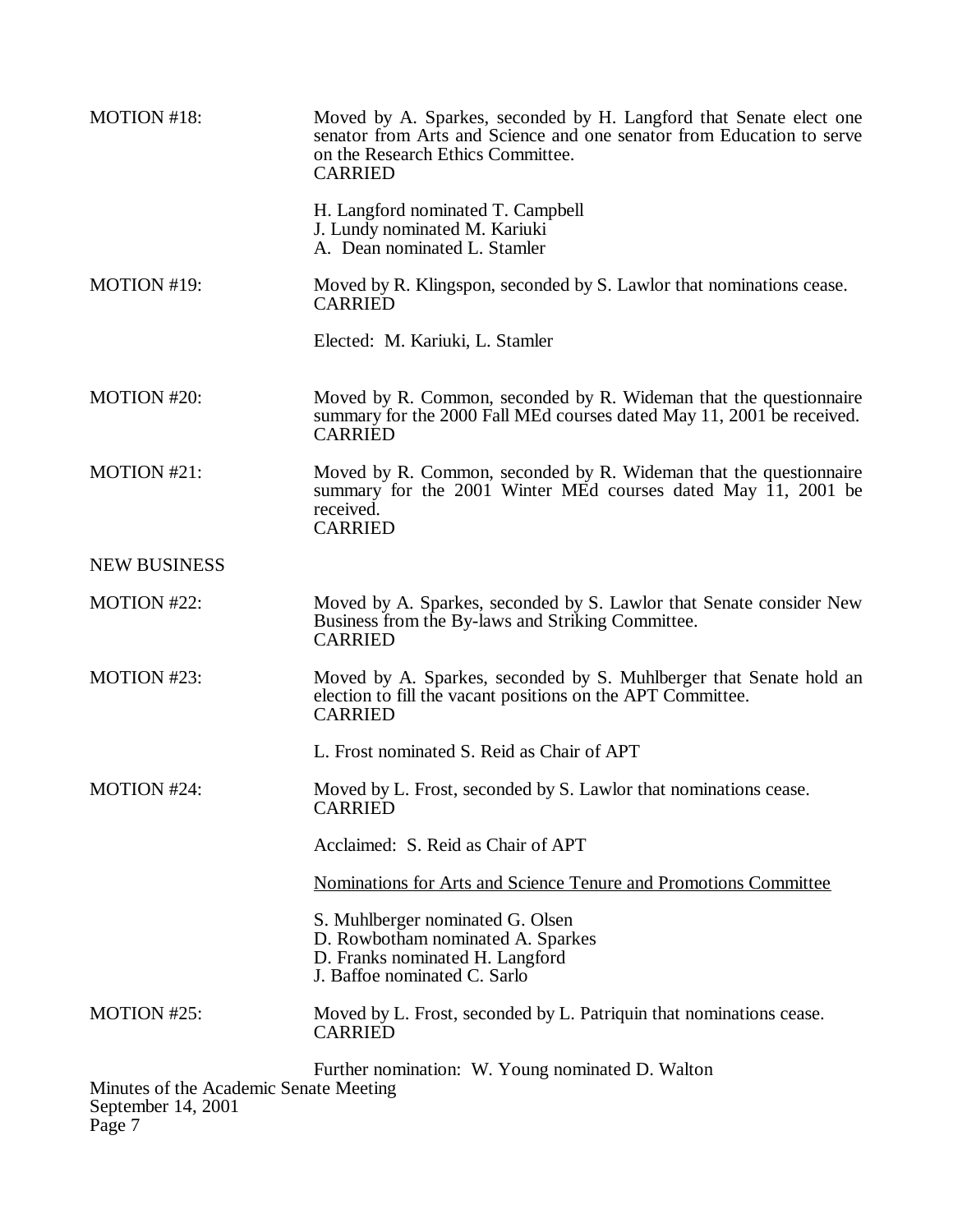MOTION #18: Moved by A. Sparkes, seconded by H. Langford that Senate elect one senator from Arts and Science and one senator from Education to serve on the Research Ethics Committee.
CARRIED

H. Langford nominated T. Campbell
J. Lundy nominated M. Kariuki
A. Dean nominated L. Stamler

MOTION #19: Moved by R. Klingspon, seconded by S. Lawlor that nominations cease.
CARRIED

Elected: M. Kariuki, L. Stamler

MOTION #20: Moved by R. Common, seconded by R. Wideman that the questionnaire summary for the 2000 Fall MEd courses dated May 11, 2001 be received.
CARRIED

MOTION #21: Moved by R. Common, seconded by R. Wideman that the questionnaire summary for the 2001 Winter MEd courses dated May 11, 2001 be received.
CARRIED

NEW BUSINESS

MOTION #22: Moved by A. Sparkes, seconded by S. Lawlor that Senate consider New Business from the By-laws and Striking Committee.
CARRIED

MOTION #23: Moved by A. Sparkes, seconded by S. Muhlberger that Senate hold an election to fill the vacant positions on the APT Committee.
CARRIED

L. Frost nominated S. Reid as Chair of APT

MOTION #24: Moved by L. Frost, seconded by S. Lawlor that nominations cease.
CARRIED

Acclaimed: S. Reid as Chair of APT

Nominations for Arts and Science Tenure and Promotions Committee

S. Muhlberger nominated G. Olsen
D. Rowbotham nominated A. Sparkes
D. Franks nominated H. Langford
J. Baffoe nominated C. Sarlo

MOTION #25: Moved by L. Frost, seconded by L. Patriquin that nominations cease.
CARRIED

Further nomination: W. Young nominated D. Walton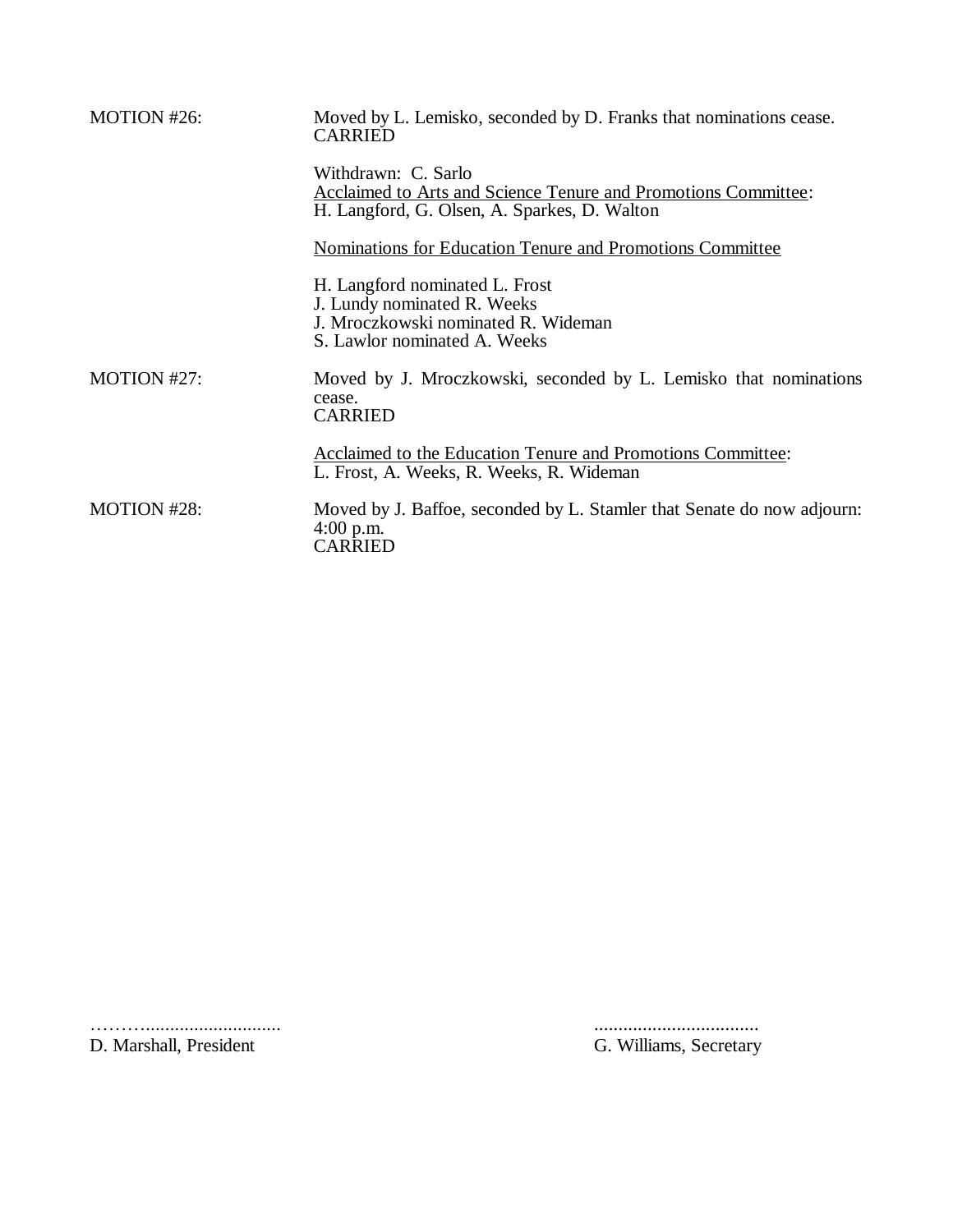MOTION #26: Moved by L. Lemisko, seconded by D. Franks that nominations cease.
CARRIED

Withdrawn: C. Sarlo

Acclaimed to Arts and Science Tenure and Promotions Committee:
H. Langford, G. Olsen, A. Sparkes, D. Walton

Nominations for Education Tenure and Promotions Committee

H. Langford nominated L. Frost
J. Lundy nominated R. Weeks
J. Mroczkowski nominated R. Wideman
S. Lawlor nominated A. Weeks

MOTION #27: Moved by J. Mroczkowski, seconded by L. Lemisko that nominations cease.
CARRIED

Acclaimed to the Education Tenure and Promotions Committee:
L. Frost, A. Weeks, R. Weeks, R. Wideman

MOTION #28: Moved by J. Baffoe, seconded by L. Stamler that Senate do now adjourn: 4:00 p.m.
CARRIED

……….............................
D. Marshall, President

..................................
G. Williams, Secretary